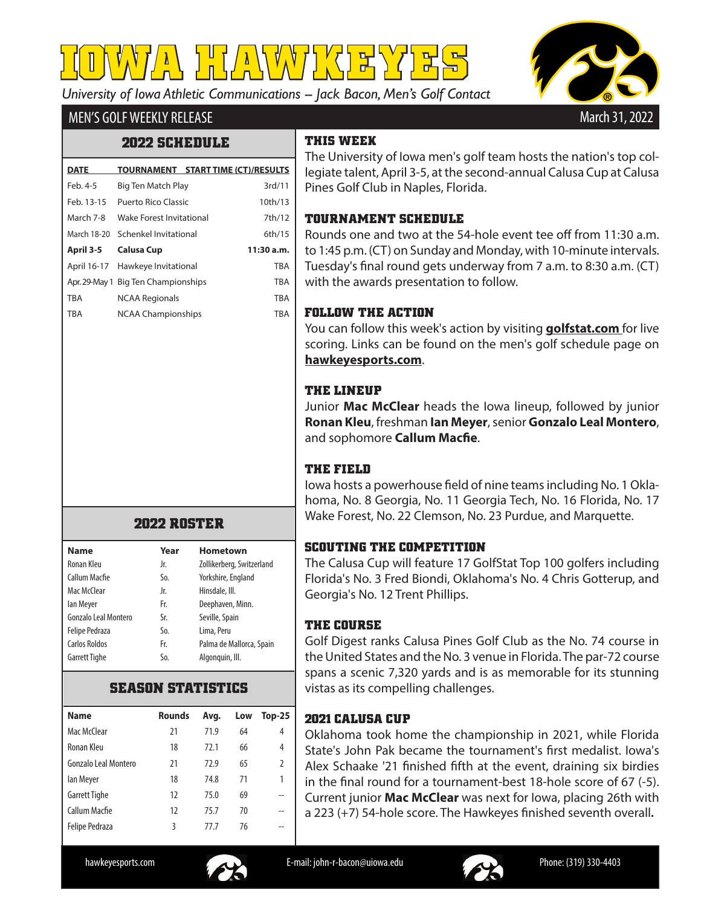# IOWA HAWKEYES

*University of Iowa Athletic Communications -- Jack Bacon, Men's Golf Contact*

MEN'S GOLF WEEKLY RELEASE — March 31, 2022

## 2022 SCHEDULE

| DATE | TOURNAMENT | START TIME (CT)/RESULTS |
|---|---|---|
| Feb. 4-5 | Big Ten Match Play | 3rd/11 |
| Feb. 13-15 | Puerto Rico Classic | 10th/13 |
| March 7-8 | Wake Forest Invitational | 7th/12 |
| March 18-20 | Schenkel Invitational | 6th/15 |
| **April 3-5** | **Calusa Cup** | **11:30 a.m.** |
| April 16-17 | Hawkeye Invitational | TBA |
| Apr. 29-May 1 | Big Ten Championships | TBA |
| TBA | NCAA Regionals | TBA |
| TBA | NCAA Championships | TBA |

## 2022 ROSTER

| Name | Year | Hometown |
|---|---|---|
| Ronan Kleu | Jr. | Zollikerberg, Switzerland |
| Callum Macfie | So. | Yorkshire, England |
| Mac McClear | Jr. | Hinsdale, Ill. |
| Ian Meyer | Fr. | Deephaven, Minn. |
| Gonzalo Leal Montero | Sr. | Seville, Spain |
| Felipe Pedraza | So. | Lima, Peru |
| Carlos Roldos | Fr. | Palma de Mallorca, Spain |
| Garrett Tighe | So. | Algonquin, Ill. |

## SEASON STATISTICS

| Name | Rounds | Avg. | Low | Top-25 |
|---|---|---|---|---|
| Mac McClear | 21 | 71.9 | 64 | 4 |
| Ronan Kleu | 18 | 72.1 | 66 | 4 |
| Gonzalo Leal Montero | 21 | 72.9 | 65 | 2 |
| Ian Meyer | 18 | 74.8 | 71 | 1 |
| Garrett Tighe | 12 | 75.0 | 69 | -- |
| Callum Macfie | 12 | 75.7 | 70 | -- |
| Felipe Pedraza | 3 | 77.7 | 76 | -- |

## THIS WEEK

The University of Iowa men's golf team hosts the nation's top collegiate talent, April 3-5, at the second-annual Calusa Cup at Calusa Pines Golf Club in Naples, Florida.

## TOURNAMENT SCHEDULE

Rounds one and two at the 54-hole event tee off from 11:30 a.m. to 1:45 p.m. (CT) on Sunday and Monday, with 10-minute intervals. Tuesday's final round gets underway from 7 a.m. to 8:30 a.m. (CT) with the awards presentation to follow.

## FOLLOW THE ACTION

You can follow this week's action by visiting **golfstat.com** for live scoring. Links can be found on the men's golf schedule page on **hawkeyesports.com**.

## THE LINEUP

Junior **Mac McClear** heads the Iowa lineup, followed by junior **Ronan Kleu**, freshman **Ian Meyer**, senior **Gonzalo Leal Montero**, and sophomore **Callum Macfie**.

## THE FIELD

Iowa hosts a powerhouse field of nine teams including No. 1 Oklahoma, No. 8 Georgia, No. 11 Georgia Tech, No. 16 Florida, No. 17 Wake Forest, No. 22 Clemson, No. 23 Purdue, and Marquette.

## SCOUTING THE COMPETITION

The Calusa Cup will feature 17 GolfStat Top 100 golfers including Florida's No. 3 Fred Biondi, Oklahoma's No. 4 Chris Gotterup, and Georgia's No. 12 Trent Phillips.

## THE COURSE

Golf Digest ranks Calusa Pines Golf Club as the No. 74 course in the United States and the No. 3 venue in Florida. The par-72 course spans a scenic 7,320 yards and is as memorable for its stunning vistas as its compelling challenges.

## 2021 CALUSA CUP

Oklahoma took home the championship in 2021, while Florida State's John Pak became the tournament's first medalist. Iowa's Alex Schaake '21 finished fifth at the event, draining six birdies in the final round for a tournament-best 18-hole score of 67 (-5). Current junior **Mac McClear** was next for Iowa, placing 26th with a 223 (+7) 54-hole score. The Hawkeyes finished seventh overall.

hawkeyesports.com | E-mail: john-r-bacon@uiowa.edu | Phone: (319) 330-4403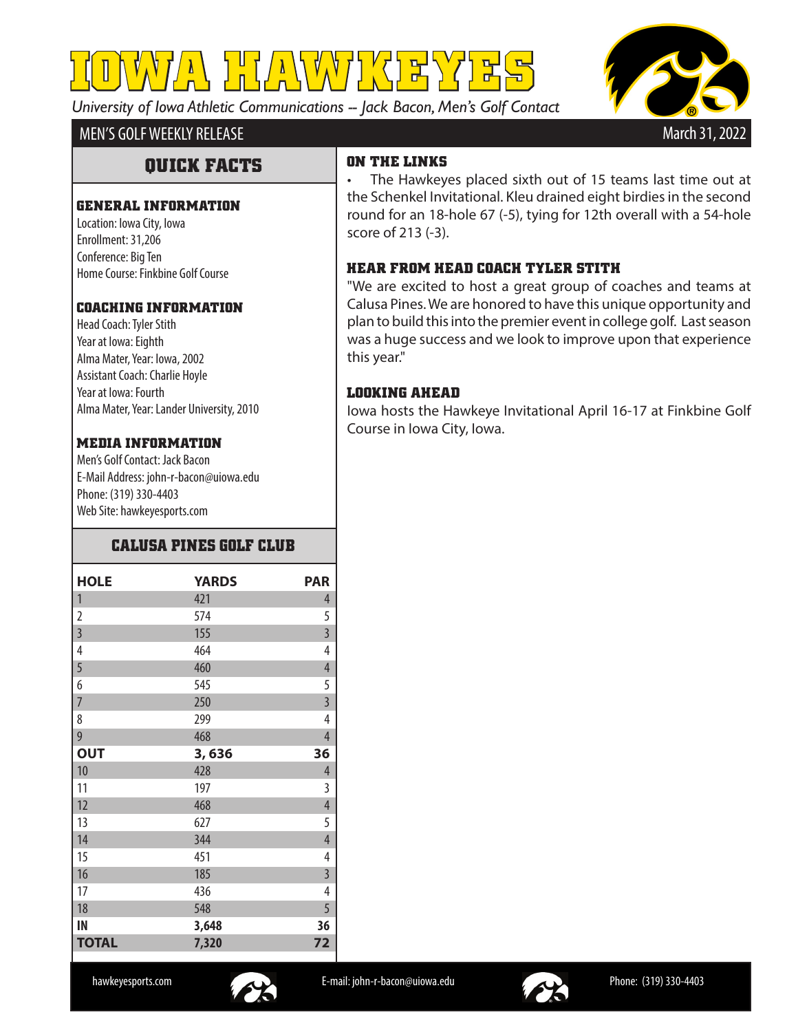# IOWA HAWKEYES

*University of Iowa Athletic Communications -- Jack Bacon, Men's Golf Contact*

MEN'S GOLF WEEKLY RELEASE — March 31, 2022

## QUICK FACTS

### GENERAL INFORMATION

Location: Iowa City, Iowa
Enrollment: 31,206
Conference: Big Ten
Home Course: Finkbine Golf Course

### COACHING INFORMATION

Head Coach: Tyler Stith
Year at Iowa: Eighth
Alma Mater, Year: Iowa, 2002
Assistant Coach: Charlie Hoyle
Year at Iowa: Fourth
Alma Mater, Year: Lander University, 2010

### MEDIA INFORMATION

Men's Golf Contact: Jack Bacon
E-Mail Address: john-r-bacon@uiowa.edu
Phone: (319) 330-4403
Web Site: hawkeyesports.com

## CALUSA PINES GOLF CLUB

| HOLE | YARDS | PAR |
|---|---|---|
| 1 | 421 | 4 |
| 2 | 574 | 5 |
| 3 | 155 | 3 |
| 4 | 464 | 4 |
| 5 | 460 | 4 |
| 6 | 545 | 5 |
| 7 | 250 | 3 |
| 8 | 299 | 4 |
| 9 | 468 | 4 |
| **OUT** | **3, 636** | **36** |
| 10 | 428 | 4 |
| 11 | 197 | 3 |
| 12 | 468 | 4 |
| 13 | 627 | 5 |
| 14 | 344 | 4 |
| 15 | 451 | 4 |
| 16 | 185 | 3 |
| 17 | 436 | 4 |
| 18 | 548 | 5 |
| **IN** | **3,648** | **36** |
| **TOTAL** | **7,320** | **72** |

### ON THE LINKS

- The Hawkeyes placed sixth out of 15 teams last time out at the Schenkel Invitational. Kleu drained eight birdies in the second round for an 18-hole 67 (-5), tying for 12th overall with a 54-hole score of 213 (-3).

### HEAR FROM HEAD COACH TYLER STITH

"We are excited to host a great group of coaches and teams at Calusa Pines. We are honored to have this unique opportunity and plan to build this into the premier event in college golf. Last season was a huge success and we look to improve upon that experience this year."

### LOOKING AHEAD

Iowa hosts the Hawkeye Invitational April 16-17 at Finkbine Golf Course in Iowa City, Iowa.